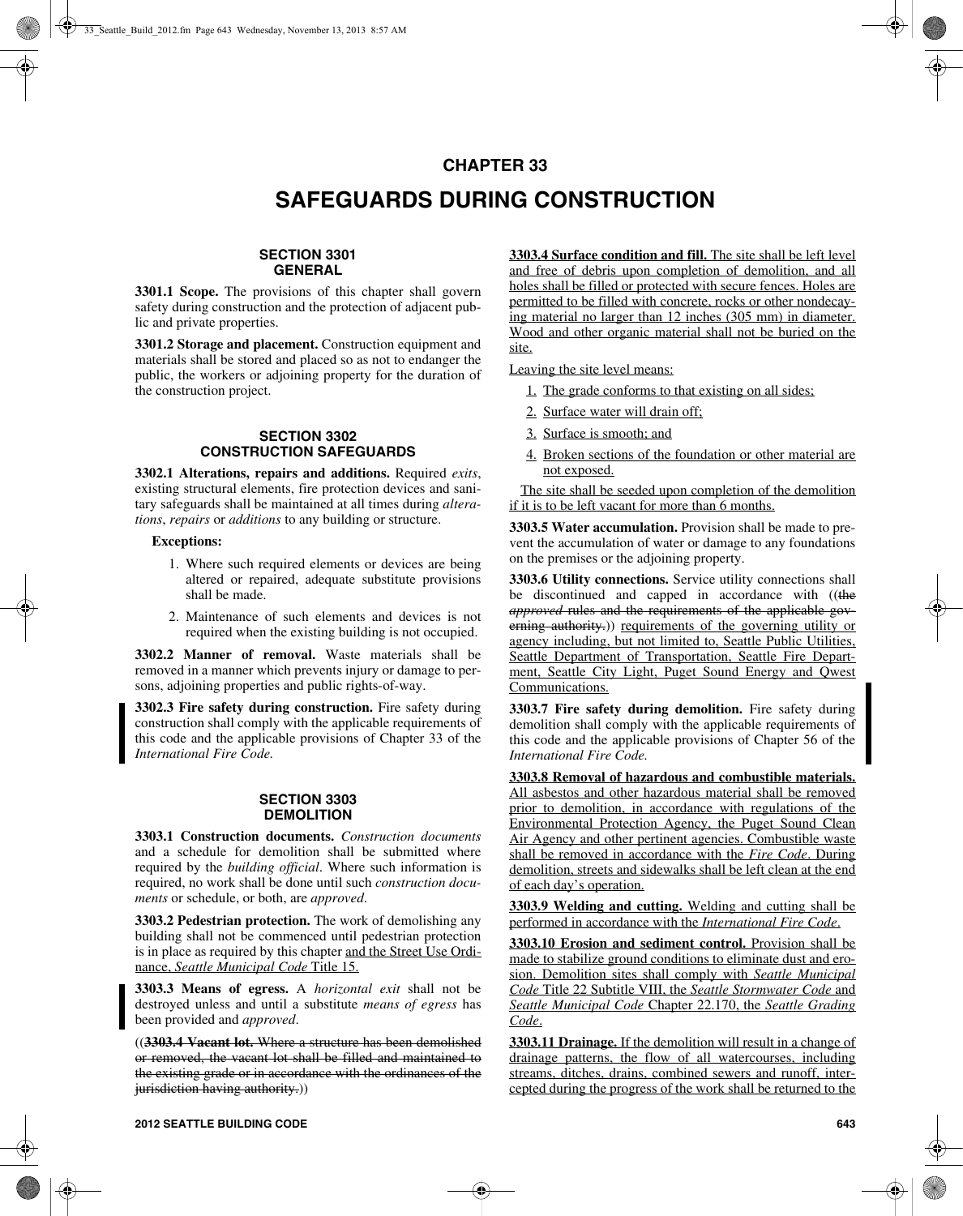# CHAPTER 33

# SAFEGUARDS DURING CONSTRUCTION

## SECTION 3301 GENERAL

**3301.1 Scope.** The provisions of this chapter shall govern safety during construction and the protection of adjacent public and private properties.

**3301.2 Storage and placement.** Construction equipment and materials shall be stored and placed so as not to endanger the public, the workers or adjoining property for the duration of the construction project.

## SECTION 3302 CONSTRUCTION SAFEGUARDS

**3302.1 Alterations, repairs and additions.** Required *exits*, existing structural elements, fire protection devices and sanitary safeguards shall be maintained at all times during *alterations*, *repairs* or *additions* to any building or structure.

**Exceptions:**

1. Where such required elements or devices are being altered or repaired, adequate substitute provisions shall be made.
2. Maintenance of such elements and devices is not required when the existing building is not occupied.

**3302.2 Manner of removal.** Waste materials shall be removed in a manner which prevents injury or damage to persons, adjoining properties and public rights-of-way.

**3302.3 Fire safety during construction.** Fire safety during construction shall comply with the applicable requirements of this code and the applicable provisions of Chapter 33 of the *International Fire Code.*

## SECTION 3303 DEMOLITION

**3303.1 Construction documents.** *Construction documents* and a schedule for demolition shall be submitted where required by the *building official*. Where such information is required, no work shall be done until such *construction documents* or schedule, or both, are *approved*.

**3303.2 Pedestrian protection.** The work of demolishing any building shall not be commenced until pedestrian protection is in place as required by this chapter and the Street Use Ordinance, *Seattle Municipal Code* Title 15.

**3303.3 Means of egress.** A *horizontal exit* shall not be destroyed unless and until a substitute *means of egress* has been provided and *approved*.

((~~**3303.4 Vacant lot.** Where a structure has been demolished or removed, the vacant lot shall be filled and maintained to the existing grade or in accordance with the ordinances of the jurisdiction having authority.~~))

**3303.4 Surface condition and fill.** The site shall be left level and free of debris upon completion of demolition, and all holes shall be filled or protected with secure fences. Holes are permitted to be filled with concrete, rocks or other nondecaying material no larger than 12 inches (305 mm) in diameter. Wood and other organic material shall not be buried on the site.

Leaving the site level means:

1. The grade conforms to that existing on all sides;
2. Surface water will drain off;
3. Surface is smooth; and
4. Broken sections of the foundation or other material are not exposed.

The site shall be seeded upon completion of the demolition if it is to be left vacant for more than 6 months.

**3303.5 Water accumulation.** Provision shall be made to prevent the accumulation of water or damage to any foundations on the premises or the adjoining property.

**3303.6 Utility connections.** Service utility connections shall be discontinued and capped in accordance with ((~~the *approved* rules and the requirements of the applicable governing authority.~~)) requirements of the governing utility or agency including, but not limited to, Seattle Public Utilities, Seattle Department of Transportation, Seattle Fire Department, Seattle City Light, Puget Sound Energy and Qwest Communications.

**3303.7 Fire safety during demolition.** Fire safety during demolition shall comply with the applicable requirements of this code and the applicable provisions of Chapter 56 of the *International Fire Code.*

**3303.8 Removal of hazardous and combustible materials.** All asbestos and other hazardous material shall be removed prior to demolition, in accordance with regulations of the Environmental Protection Agency, the Puget Sound Clean Air Agency and other pertinent agencies. Combustible waste shall be removed in accordance with the *Fire Code*. During demolition, streets and sidewalks shall be left clean at the end of each day's operation.

**3303.9 Welding and cutting.** Welding and cutting shall be performed in accordance with the *International Fire Code*.

**3303.10 Erosion and sediment control.** Provision shall be made to stabilize ground conditions to eliminate dust and erosion. Demolition sites shall comply with *Seattle Municipal Code* Title 22 Subtitle VIII, the *Seattle Stormwater Code* and *Seattle Municipal Code* Chapter 22.170, the *Seattle Grading Code*.

**3303.11 Drainage.** If the demolition will result in a change of drainage patterns, the flow of all watercourses, including streams, ditches, drains, combined sewers and runoff, intercepted during the progress of the work shall be returned to the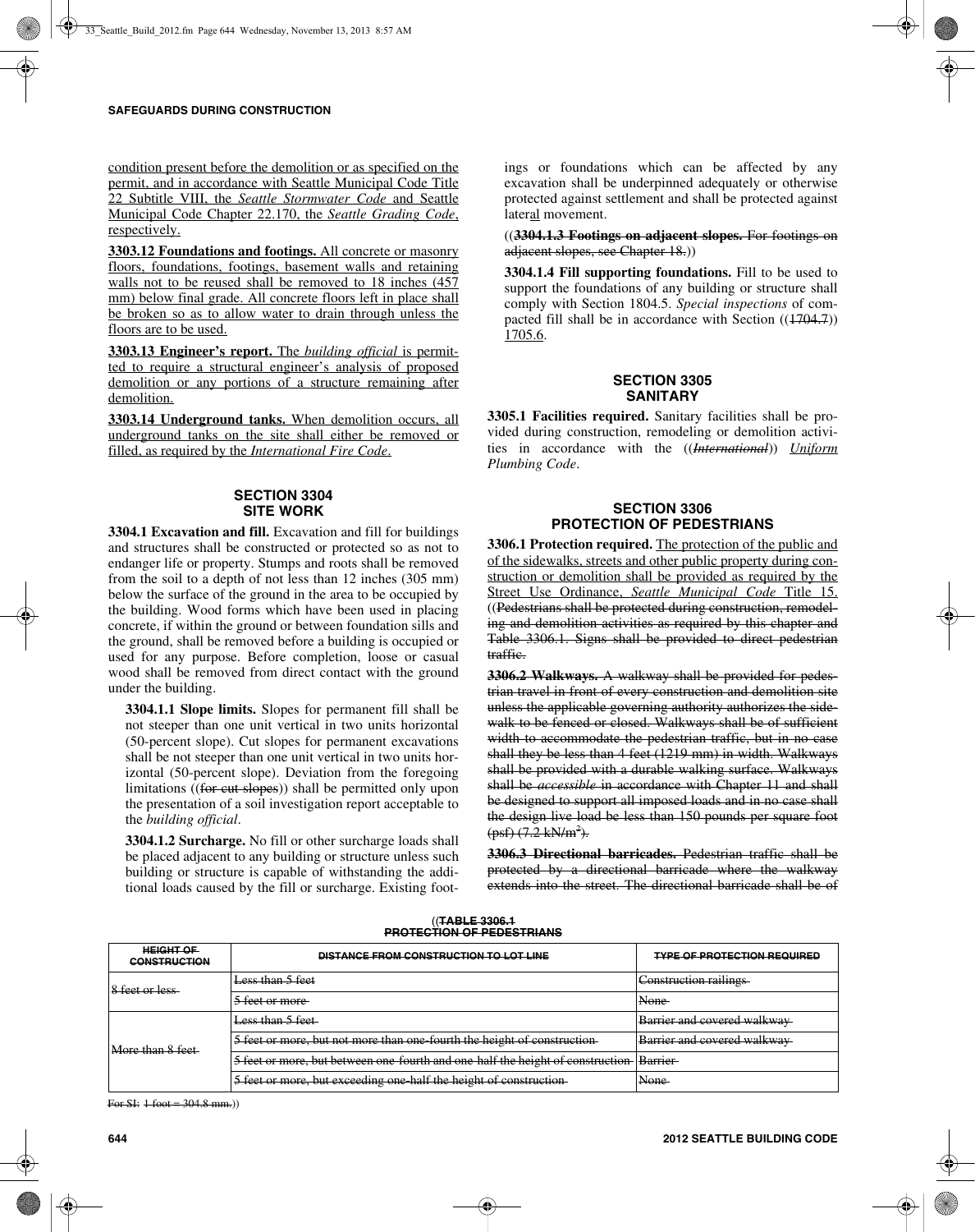condition present before the demolition or as specified on the permit, and in accordance with Seattle Municipal Code Title 22 Subtitle VIII, the *Seattle Stormwater Code* and Seattle Municipal Code Chapter 22.170, the *Seattle Grading Code*, respectively.

**3303.12 Foundations and footings.** All concrete or masonry floors, foundations, footings, basement walls and retaining walls not to be reused shall be removed to 18 inches (457 mm) below final grade. All concrete floors left in place shall be broken so as to allow water to drain through unless the floors are to be used.

**3303.13 Engineer's report.** The *building official* is permitted to require a structural engineer's analysis of proposed demolition or any portions of a structure remaining after demolition.

**3303.14 Underground tanks.** When demolition occurs, all underground tanks on the site shall either be removed or filled, as required by the *International Fire Code*.

## SECTION 3304 SITE WORK

**3304.1 Excavation and fill.** Excavation and fill for buildings and structures shall be constructed or protected so as not to endanger life or property. Stumps and roots shall be removed from the soil to a depth of not less than 12 inches (305 mm) below the surface of the ground in the area to be occupied by the building. Wood forms which have been used in placing concrete, if within the ground or between foundation sills and the ground, shall be removed before a building is occupied or used for any purpose. Before completion, loose or casual wood shall be removed from direct contact with the ground under the building.

**3304.1.1 Slope limits.** Slopes for permanent fill shall be not steeper than one unit vertical in two units horizontal (50-percent slope). Cut slopes for permanent excavations shall be not steeper than one unit vertical in two units horizontal (50-percent slope). Deviation from the foregoing limitations ((~~for cut slopes~~)) shall be permitted only upon the presentation of a soil investigation report acceptable to the *building official*.

**3304.1.2 Surcharge.** No fill or other surcharge loads shall be placed adjacent to any building or structure unless such building or structure is capable of withstanding the additional loads caused by the fill or surcharge. Existing footings or foundations which can be affected by any excavation shall be underpinned adequately or otherwise protected against settlement and shall be protected against lateral movement.

((~~**3304.1.3 Footings on adjacent slopes.** For footings on adjacent slopes, see Chapter 18.~~))

**3304.1.4 Fill supporting foundations.** Fill to be used to support the foundations of any building or structure shall comply with Section 1804.5. *Special inspections* of compacted fill shall be in accordance with Section ((~~1704.7~~)) 1705.6.

## SECTION 3305 SANITARY

**3305.1 Facilities required.** Sanitary facilities shall be provided during construction, remodeling or demolition activities in accordance with the ((~~*International*~~)) *Uniform Plumbing Code*.

## SECTION 3306 PROTECTION OF PEDESTRIANS

**3306.1 Protection required.** The protection of the public and of the sidewalks, streets and other public property during construction or demolition shall be provided as required by the Street Use Ordinance, *Seattle Municipal Code* Title 15. ((~~Pedestrians shall be protected during construction, remodeling and demolition activities as required by this chapter and Table 3306.1. Signs shall be provided to direct pedestrian traffic.~~

~~**3306.2 Walkways.** A walkway shall be provided for pedestrian travel in front of every construction and demolition site unless the applicable governing authority authorizes the sidewalk to be fenced or closed. Walkways shall be of sufficient width to accommodate the pedestrian traffic, but in no case shall they be less than 4 feet (1219 mm) in width. Walkways shall be provided with a durable walking surface. Walkways shall be *accessible* in accordance with Chapter 11 and shall be designed to support all imposed loads and in no case shall the design live load be less than 150 pounds per square foot (psf) (7.2 kN/m²).~~

~~**3306.3 Directional barricades.** Pedestrian traffic shall be protected by a directional barricade where the walkway extends into the street. The directional barricade shall be of~~

((~~**TABLE 3306.1 PROTECTION OF PEDESTRIANS**~~

| ~~HEIGHT OF CONSTRUCTION~~ | ~~DISTANCE FROM CONSTRUCTION TO LOT LINE~~ | ~~TYPE OF PROTECTION REQUIRED~~ |
|---|---|---|
| ~~8 feet or less~~ | ~~Less than 5 feet~~ | ~~Construction railings~~ |
| | ~~5 feet or more~~ | ~~None~~ |
| ~~More than 8 feet~~ | ~~Less than 5 feet~~ | ~~Barrier and covered walkway~~ |
| | ~~5 feet or more, but not more than one-fourth the height of construction~~ | ~~Barrier and covered walkway~~ |
| | ~~5 feet or more, but between one-fourth and one-half the height of construction~~ | ~~Barrier~~ |
| | ~~5 feet or more, but exceeding one-half the height of construction~~ | ~~None~~ |

~~For SI: 1 foot = 304.8 mm.~~))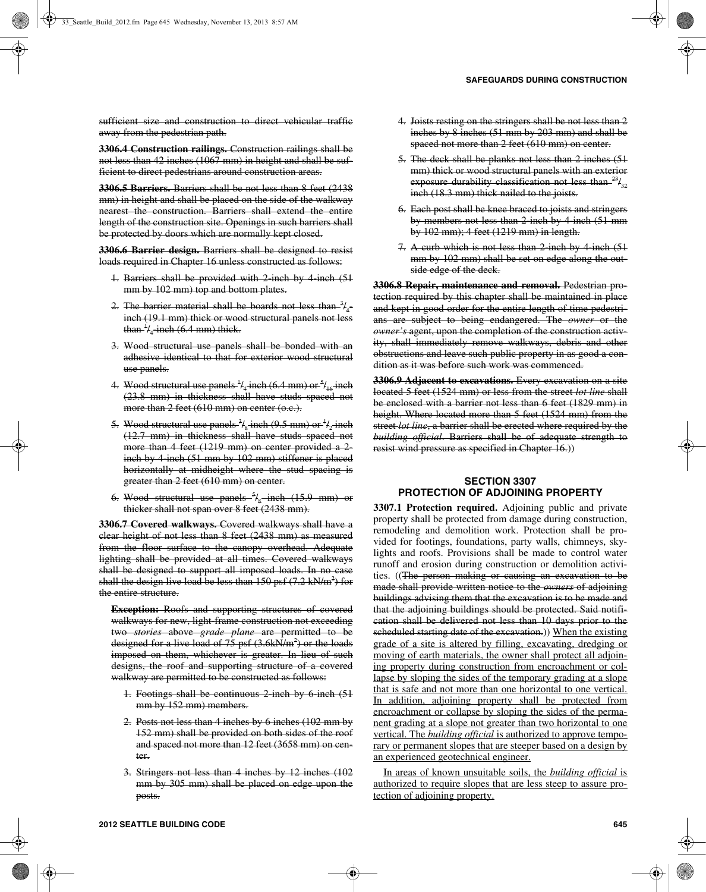sufficient size and construction to direct vehicular traffic away from the pedestrian path.

**3306.4 Construction railings.** Construction railings shall be not less than 42 inches (1067 mm) in height and shall be sufficient to direct pedestrians around construction areas.

**3306.5 Barriers.** Barriers shall be not less than 8 feet (2438 mm) in height and shall be placed on the side of the walkway nearest the construction. Barriers shall extend the entire length of the construction site. Openings in such barriers shall be protected by doors which are normally kept closed.

**3306.6 Barrier design.** Barriers shall be designed to resist loads required in Chapter 16 unless constructed as follows:

1. Barriers shall be provided with 2-inch by 4-inch (51 mm by 102 mm) top and bottom plates.
2. The barrier material shall be boards not less than $^3/_4$-inch (19.1 mm) thick or wood structural panels not less than $^1/_4$-inch (6.4 mm) thick.
3. Wood structural use panels shall be bonded with an adhesive identical to that for exterior wood structural use panels.
4. Wood structural use panels $^1/_4$ inch (6.4 mm) or $^5/_{16}$ inch (23.8 mm) in thickness shall have studs spaced not more than 2 feet (610 mm) on center (o.c.).
5. Wood structural use panels $^3/_8$ inch (9.5 mm) or $^1/_2$ inch (12.7 mm) in thickness shall have studs spaced not more than 4 feet (1219 mm) on center provided a 2-inch by 4-inch (51 mm by 102 mm) stiffener is placed horizontally at midheight where the stud spacing is greater than 2 feet (610 mm) on center.
6. Wood structural use panels $^5/_8$ inch (15.9 mm) or thicker shall not span over 8 feet (2438 mm).

**3306.7 Covered walkways.** Covered walkways shall have a clear height of not less than 8 feet (2438 mm) as measured from the floor surface to the canopy overhead. Adequate lighting shall be provided at all times. Covered walkways shall be designed to support all imposed loads. In no case shall the design live load be less than 150 psf (7.2 kN/m$^2$) for the entire structure.

**Exception:** Roofs and supporting structures of covered walkways for new, light-frame construction not exceeding two *stories* above *grade plane* are permitted to be designed for a live load of 75 psf (3.6kN/m$^2$) or the loads imposed on them, whichever is greater. In lieu of such designs, the roof and supporting structure of a covered walkway are permitted to be constructed as follows:

1. Footings shall be continuous 2-inch by 6-inch (51 mm by 152 mm) members.
2. Posts not less than 4 inches by 6 inches (102 mm by 152 mm) shall be provided on both sides of the roof and spaced not more than 12 feet (3658 mm) on center.
3. Stringers not less than 4 inches by 12 inches (102 mm by 305 mm) shall be placed on edge upon the posts.
4. Joists resting on the stringers shall be not less than 2 inches by 8 inches (51 mm by 203 mm) and shall be spaced not more than 2 feet (610 mm) on center.
5. The deck shall be planks not less than 2 inches (51 mm) thick or wood structural panels with an exterior exposure durability classification not less than $^{23}/_{32}$ inch (18.3 mm) thick nailed to the joists.
6. Each post shall be knee braced to joists and stringers by members not less than 2-inch by 4-inch (51 mm by 102 mm); 4 feet (1219 mm) in length.
7. A curb which is not less than 2-inch by 4-inch (51 mm by 102 mm) shall be set on edge along the outside edge of the deck.

**3306.8 Repair, maintenance and removal.** Pedestrian protection required by this chapter shall be maintained in place and kept in good order for the entire length of time pedestrians are subject to being endangered. The *owner* or the *owner's* agent, upon the completion of the construction activity, shall immediately remove walkways, debris and other obstructions and leave such public property in as good a condition as it was before such work was commenced.

**3306.9 Adjacent to excavations.** Every excavation on a site located 5 feet (1524 mm) or less from the street *lot line* shall be enclosed with a barrier not less than 6 feet (1829 mm) in height. Where located more than 5 feet (1524 mm) from the street *lot line*, a barrier shall be erected where required by the *building official*. Barriers shall be of adequate strength to resist wind pressure as specified in Chapter 16.))

## SECTION 3307 PROTECTION OF ADJOINING PROPERTY

**3307.1 Protection required.** Adjoining public and private property shall be protected from damage during construction, remodeling and demolition work. Protection shall be provided for footings, foundations, party walls, chimneys, skylights and roofs. Provisions shall be made to control water runoff and erosion during construction or demolition activities. ((The person making or causing an excavation to be made shall provide written notice to the *owners* of adjoining buildings advising them that the excavation is to be made and that the adjoining buildings should be protected. Said notification shall be delivered not less than 10 days prior to the scheduled starting date of the excavation.)) When the existing grade of a site is altered by filling, excavating, dredging or moving of earth materials, the owner shall protect all adjoining property during construction from encroachment or collapse by sloping the sides of the temporary grading at a slope that is safe and not more than one horizontal to one vertical. In addition, adjoining property shall be protected from encroachment or collapse by sloping the sides of the permanent grading at a slope not greater than two horizontal to one vertical. The *building official* is authorized to approve temporary or permanent slopes that are steeper based on a design by an experienced geotechnical engineer.

In areas of known unsuitable soils, the *building official* is authorized to require slopes that are less steep to assure protection of adjoining property.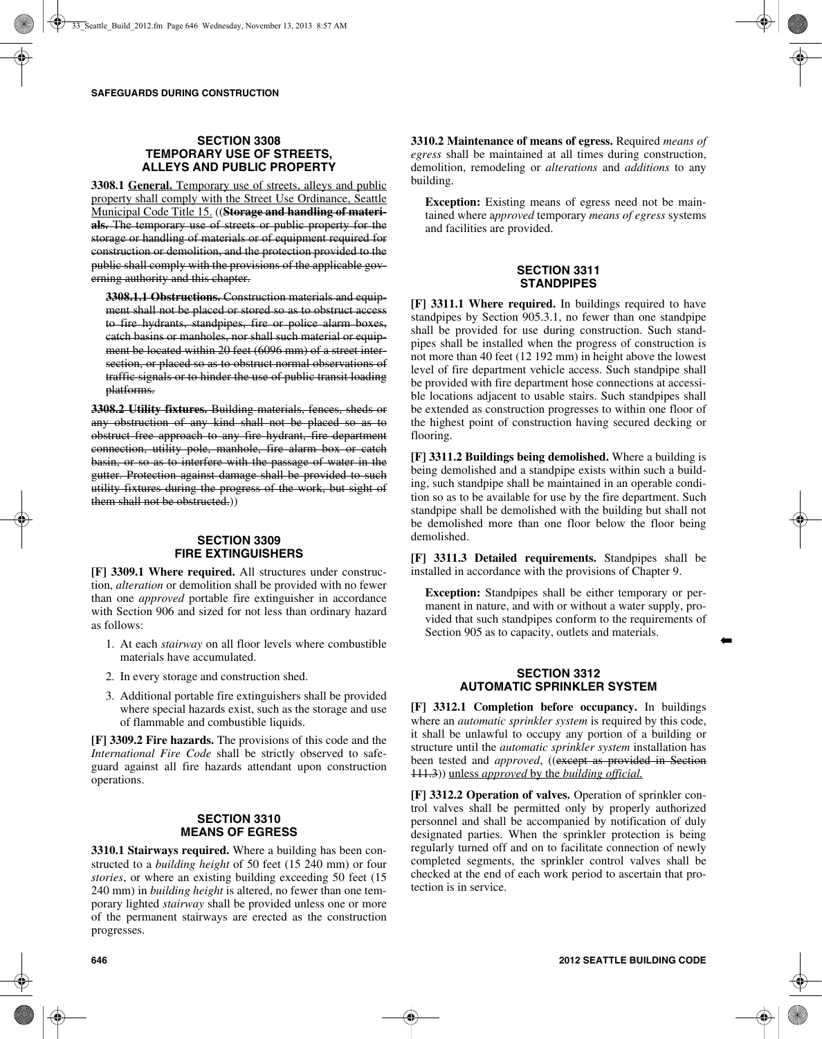## SECTION 3308 TEMPORARY USE OF STREETS, ALLEYS AND PUBLIC PROPERTY

**3308.1 General.** Temporary use of streets, alleys and public property shall comply with the Street Use Ordinance, Seattle Municipal Code Title 15. ((~~**Storage and handling of materials.** The temporary use of streets or public property for the storage or handling of materials or of equipment required for construction or demolition, and the protection provided to the public shall comply with the provisions of the applicable governing authority and this chapter.~~

~~**3308.1.1 Obstructions.** Construction materials and equipment shall not be placed or stored so as to obstruct access to fire hydrants, standpipes, fire or police alarm boxes, catch basins or manholes, nor shall such material or equipment be located within 20 feet (6096 mm) of a street intersection, or placed so as to obstruct normal observations of traffic signals or to hinder the use of public transit loading platforms.~~

~~**3308.2 Utility fixtures.** Building materials, fences, sheds or any obstruction of any kind shall not be placed so as to obstruct free approach to any fire hydrant, fire department connection, utility pole, manhole, fire alarm box or catch basin, or so as to interfere with the passage of water in the gutter. Protection against damage shall be provided to such utility fixtures during the progress of the work, but sight of them shall not be obstructed.~~))

## SECTION 3309 FIRE EXTINGUISHERS

**[F] 3309.1 Where required.** All structures under construction, *alteration* or demolition shall be provided with no fewer than one *approved* portable fire extinguisher in accordance with Section 906 and sized for not less than ordinary hazard as follows:

1. At each *stairway* on all floor levels where combustible materials have accumulated.
2. In every storage and construction shed.
3. Additional portable fire extinguishers shall be provided where special hazards exist, such as the storage and use of flammable and combustible liquids.

**[F] 3309.2 Fire hazards.** The provisions of this code and the *International Fire Code* shall be strictly observed to safeguard against all fire hazards attendant upon construction operations.

## SECTION 3310 MEANS OF EGRESS

**3310.1 Stairways required.** Where a building has been constructed to a *building height* of 50 feet (15 240 mm) or four *stories*, or where an existing building exceeding 50 feet (15 240 mm) in *building height* is altered, no fewer than one temporary lighted *stairway* shall be provided unless one or more of the permanent stairways are erected as the construction progresses.

**3310.2 Maintenance of means of egress.** Required *means of egress* shall be maintained at all times during construction, demolition, remodeling or *alterations* and *additions* to any building.

> **Exception:** Existing means of egress need not be maintained where a*pproved* temporary *means of egress* systems and facilities are provided.

## SECTION 3311 STANDPIPES

**[F] 3311.1 Where required.** In buildings required to have standpipes by Section 905.3.1, no fewer than one standpipe shall be provided for use during construction. Such standpipes shall be installed when the progress of construction is not more than 40 feet (12 192 mm) in height above the lowest level of fire department vehicle access. Such standpipe shall be provided with fire department hose connections at accessible locations adjacent to usable stairs. Such standpipes shall be extended as construction progresses to within one floor of the highest point of construction having secured decking or flooring.

**[F] 3311.2 Buildings being demolished.** Where a building is being demolished and a standpipe exists within such a building, such standpipe shall be maintained in an operable condition so as to be available for use by the fire department. Such standpipe shall be demolished with the building but shall not be demolished more than one floor below the floor being demolished.

**[F] 3311.3 Detailed requirements.** Standpipes shall be installed in accordance with the provisions of Chapter 9.

> **Exception:** Standpipes shall be either temporary or permanent in nature, and with or without a water supply, provided that such standpipes conform to the requirements of Section 905 as to capacity, outlets and materials.

## SECTION 3312 AUTOMATIC SPRINKLER SYSTEM

**[F] 3312.1 Completion before occupancy.** In buildings where an *automatic sprinkler system* is required by this code, it shall be unlawful to occupy any portion of a building or structure until the *automatic sprinkler system* installation has been tested and *approved*, ((~~except as provided in Section 111.3~~)) unless *approved* by the *building official.*

**[F] 3312.2 Operation of valves.** Operation of sprinkler control valves shall be permitted only by properly authorized personnel and shall be accompanied by notification of duly designated parties. When the sprinkler protection is being regularly turned off and on to facilitate connection of newly completed segments, the sprinkler control valves shall be checked at the end of each work period to ascertain that protection is in service.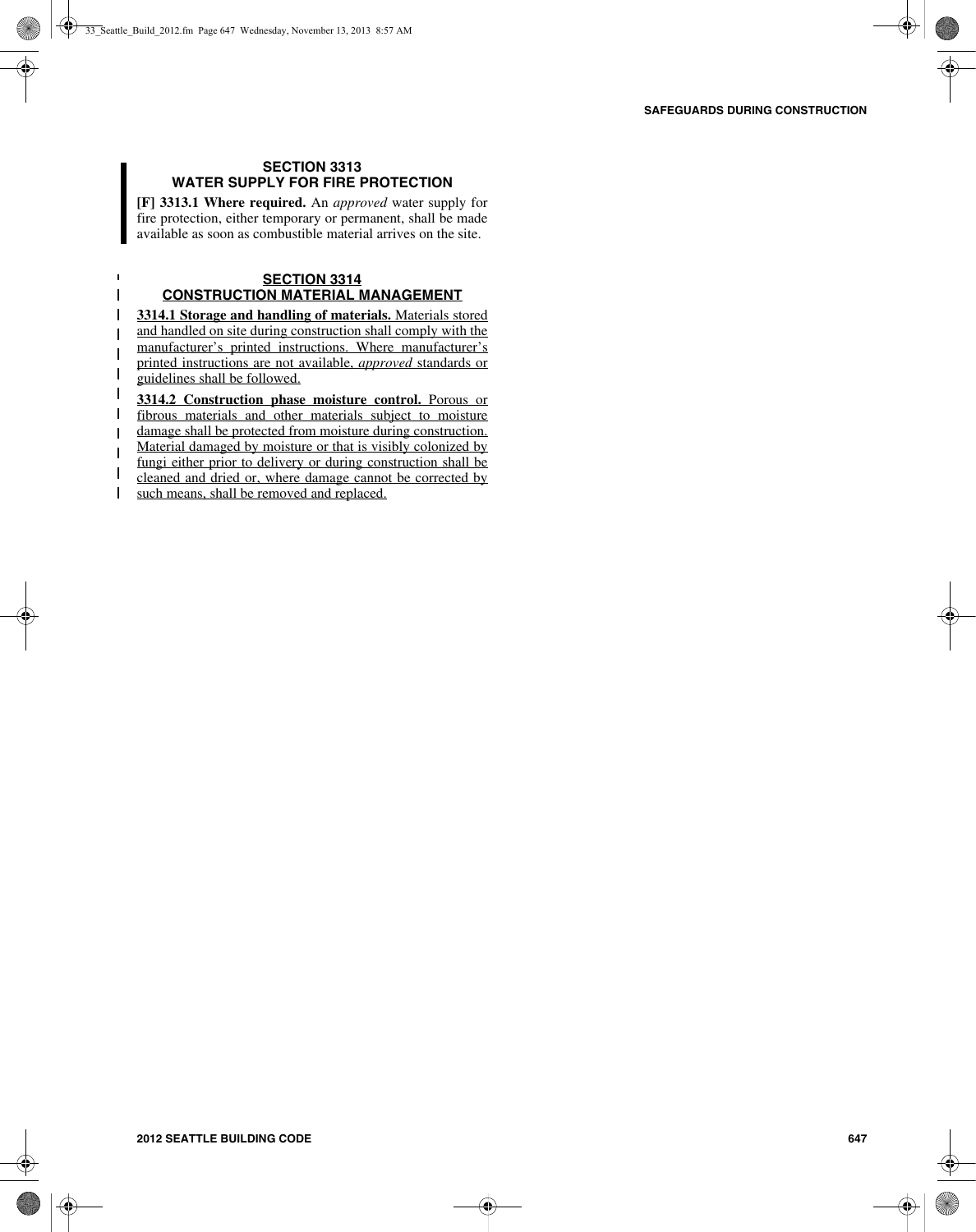## SECTION 3313
## WATER SUPPLY FOR FIRE PROTECTION

**[F] 3313.1 Where required.** An *approved* water supply for fire protection, either temporary or permanent, shall be made available as soon as combustible material arrives on the site.

## SECTION 3314
## CONSTRUCTION MATERIAL MANAGEMENT

**3314.1 Storage and handling of materials.** Materials stored and handled on site during construction shall comply with the manufacturer's printed instructions. Where manufacturer's printed instructions are not available, *approved* standards or guidelines shall be followed.

**3314.2 Construction phase moisture control.** Porous or fibrous materials and other materials subject to moisture damage shall be protected from moisture during construction. Material damaged by moisture or that is visibly colonized by fungi either prior to delivery or during construction shall be cleaned and dried or, where damage cannot be corrected by such means, shall be removed and replaced.